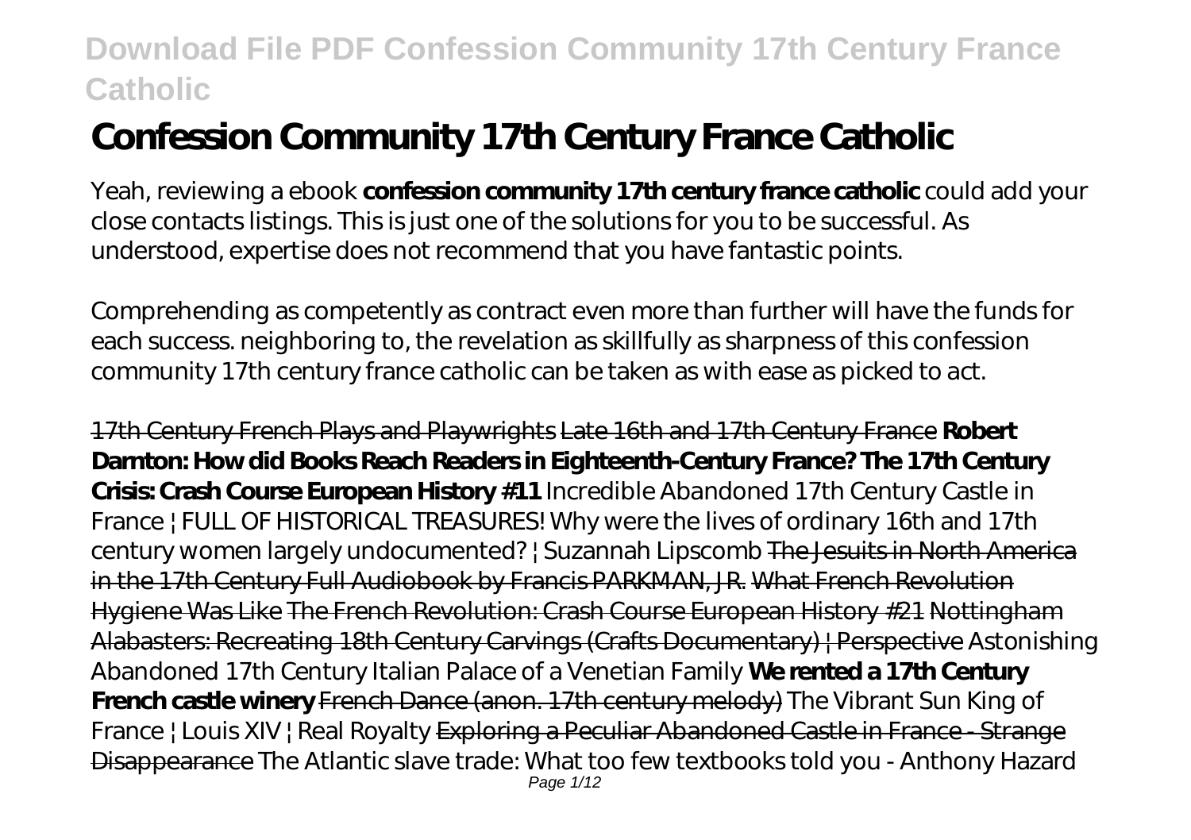# Confession Community 17th Century France Catholic

Yeah, reviewing a ebook **confession community 17th century france catholic** could add your close contacts listings. This is just one of the solutions for you to be successful. As understood, expertise does not recommend that you have fantastic points.

Comprehending as competently as contract even more than further will have the funds for each success. neighboring to, the revelation as skillfully as sharpness of this confession community 17th century france catholic can be taken as with ease as picked to act.

17th Century French Plays and Playwrights Late 16th and 17th Century France **Robert Darnton: How did Books Reach Readers in Eighteenth-Century France? The 17th Century Crisis: Crash Course European History #11** *Incredible Abandoned 17th Century Castle in France | FULL OF HISTORICAL TREASURES! Why were the lives of ordinary 16th and 17th century women largely undocumented? | Suzannah Lipscomb* The Jesuits in North America in the 17th Century Full Audiobook by Francis PARKMAN, JR. What French Revolution Hygiene Was Like The French Revolution: Crash Course European History #21 Nottingham Alabasters: Recreating 18th Century Carvings (Crafts Documentary) | Perspective *Astonishing Abandoned 17th Century Italian Palace of a Venetian Family* **We rented a 17th Century French castle winery** French Dance (anon. 17th century melody) *The Vibrant Sun King of France | Louis XIV | Real Royalty* Exploring a Peculiar Abandoned Castle in France - Strange Disappearance *The Atlantic slave trade: What too few textbooks told you - Anthony Hazard*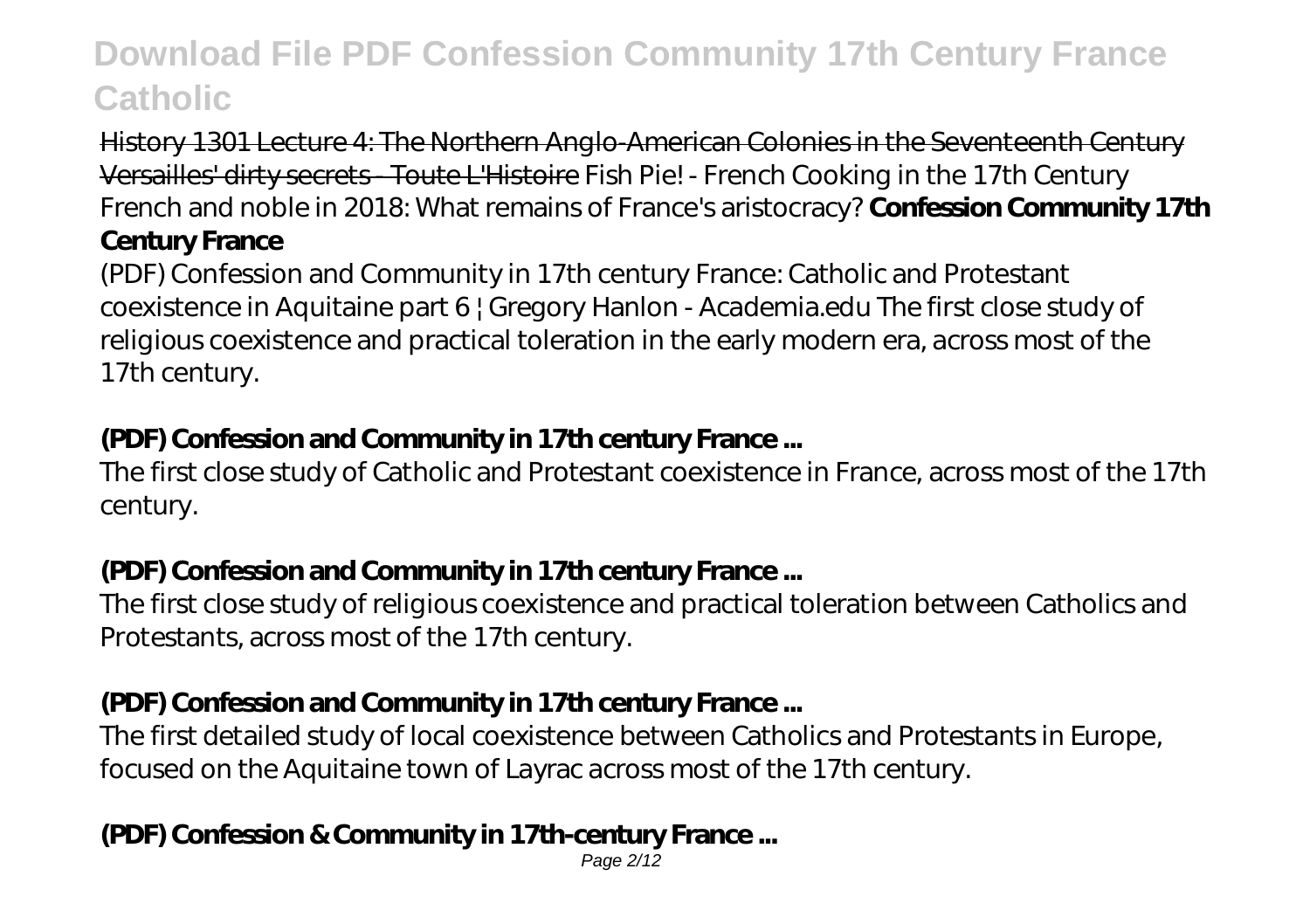History 1301 Lecture 4: The Northern Anglo-American Colonies in the Seventeenth Century Versailles' dirty secrets - Toute L'Histoire *Fish Pie! - French Cooking in the 17th Century* *French and noble in 2018: What remains of France's aristocracy?* **Confession Community 17th Century France**

(PDF) Confession and Community in 17th century France: Catholic and Protestant coexistence in Aquitaine part 6 | Gregory Hanlon - Academia.edu The first close study of religious coexistence and practical toleration in the early modern era, across most of the 17th century.

## (PDF) Confession and Community in 17th century France ...

The first close study of Catholic and Protestant coexistence in France, across most of the 17th century.

## (PDF) Confession and Community in 17th century France ...

The first close study of religious coexistence and practical toleration between Catholics and Protestants, across most of the 17th century.

## (PDF) Confession and Community in 17th century France ...

The first detailed study of local coexistence between Catholics and Protestants in Europe, focused on the Aquitaine town of Layrac across most of the 17th century.

## (PDF) Confession & Community in 17th-century France ...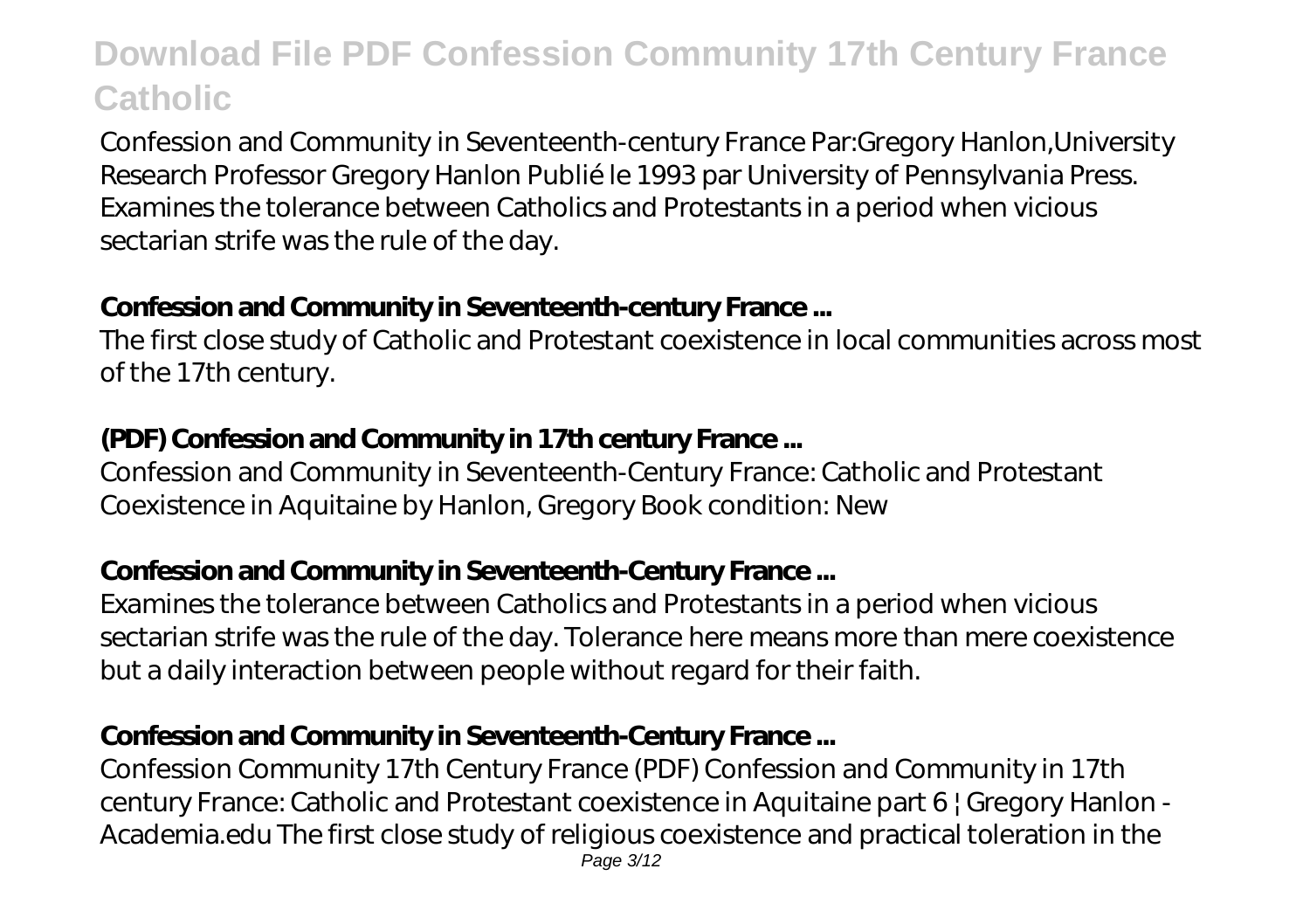Confession and Community in Seventeenth-century France Par:Gregory Hanlon,University Research Professor Gregory Hanlon Publié le 1993 par University of Pennsylvania Press. Examines the tolerance between Catholics and Protestants in a period when vicious sectarian strife was the rule of the day.

## **Confession and Community in Seventeenth-century France ...**

The first close study of Catholic and Protestant coexistence in local communities across most of the 17th century.

## **(PDF) Confession and Community in 17th century France ...**

Confession and Community in Seventeenth-Century France: Catholic and Protestant Coexistence in Aquitaine by Hanlon, Gregory Book condition: New

## **Confession and Community in Seventeenth-Century France ...**

Examines the tolerance between Catholics and Protestants in a period when vicious sectarian strife was the rule of the day. Tolerance here means more than mere coexistence but a daily interaction between people without regard for their faith.

## **Confession and Community in Seventeenth-Century France ...**

Confession Community 17th Century France (PDF) Confession and Community in 17th century France: Catholic and Protestant coexistence in Aquitaine part 6 | Gregory Hanlon - Academia.edu The first close study of religious coexistence and practical toleration in the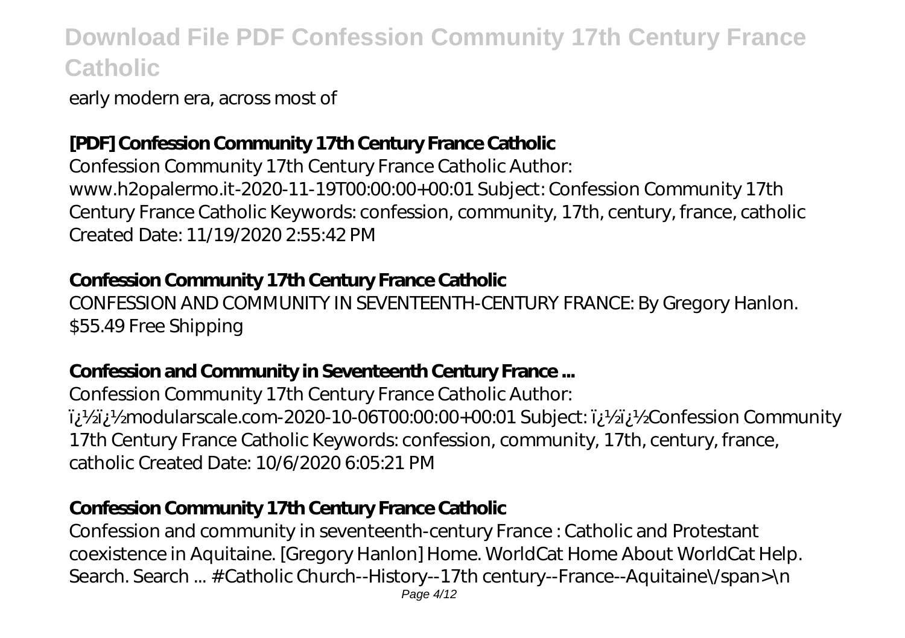early modern era, across most of

### [PDF] Confession Community 17th Century France Catholic

Confession Community 17th Century France Catholic Author: www.h2opalermo.it-2020-11-19T00:00:00+00:01 Subject: Confession Community 17th Century France Catholic Keywords: confession, community, 17th, century, france, catholic Created Date: 11/19/2020 2:55:42 PM

### Confession Community 17th Century France Catholic

CONFESSION AND COMMUNITY IN SEVENTEENTH-CENTURY FRANCE: By Gregory Hanlon. $55.49 Free Shipping

### Confession and Community in Seventeenth Century France ...

Confession Community 17th Century France Catholic Author: ï¿½ï¿½modularscale.com-2020-10-06T00:00:00+00:01 Subject: ï¿½ï¿½Confession Community 17th Century France Catholic Keywords: confession, community, 17th, century, france, catholic Created Date: 10/6/2020 6:05:21 PM

### Confession Community 17th Century France Catholic

Confession and community in seventeenth-century France : Catholic and Protestant coexistence in Aquitaine. [Gregory Hanlon] Home. WorldCat Home About WorldCat Help. Search. Search ... # Catholic Church--History--17th century--France--Aquitaine\/span>\n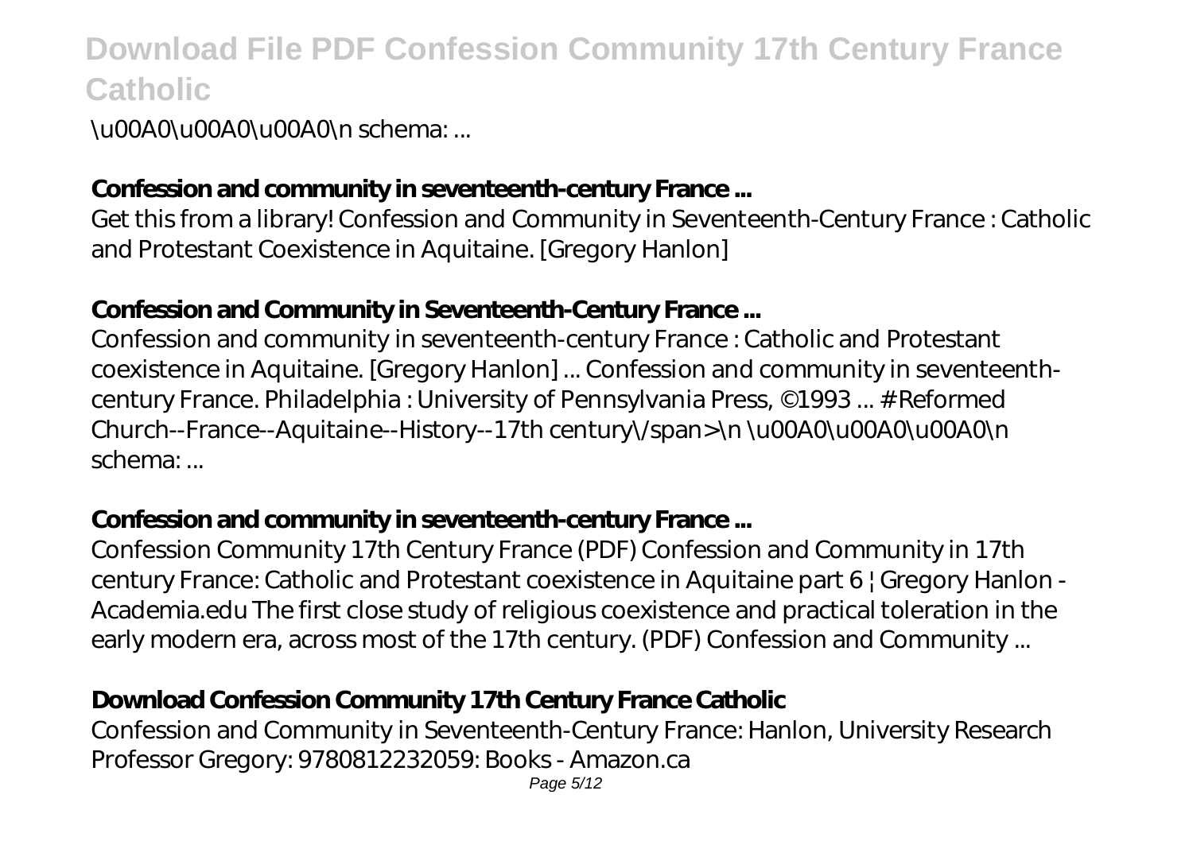\u00A0\u00A0\u00A0\n schema: ...

**Confession and community in seventeenth-century France ...**

Get this from a library! Confession and Community in Seventeenth-Century France : Catholic and Protestant Coexistence in Aquitaine. [Gregory Hanlon]

**Confession and Community in Seventeenth-Century France ...**

Confession and community in seventeenth-century France : Catholic and Protestant coexistence in Aquitaine. [Gregory Hanlon] ... Confession and community in seventeenth-century France. Philadelphia : University of Pennsylvania Press, ©1993 ... # Reformed Church--France--Aquitaine--History--17th century\/span>\n \u00A0\u00A0\u00A0\n schema: ...

**Confession and community in seventeenth-century France ...**

Confession Community 17th Century France (PDF) Confession and Community in 17th century France: Catholic and Protestant coexistence in Aquitaine part 6 | Gregory Hanlon - Academia.edu The first close study of religious coexistence and practical toleration in the early modern era, across most of the 17th century. (PDF) Confession and Community ...

**Download Confession Community 17th Century France Catholic**

Confession and Community in Seventeenth-Century France: Hanlon, University Research Professor Gregory: 9780812232059: Books - Amazon.ca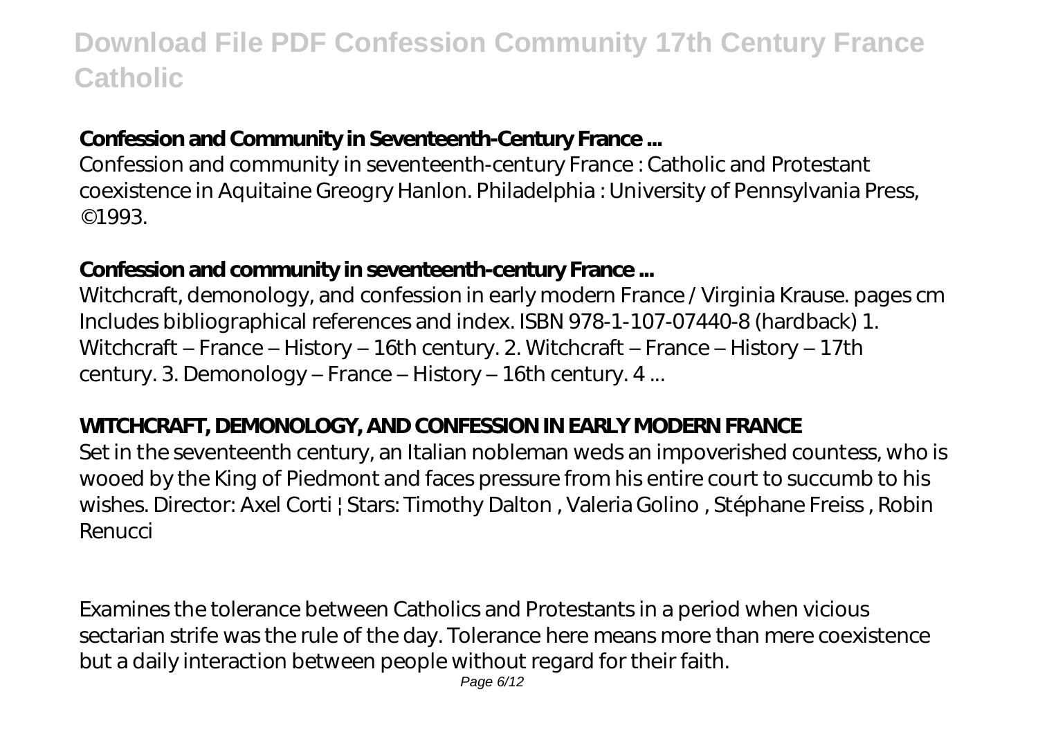### Confession and Community in Seventeenth-Century France ...

Confession and community in seventeenth-century France : Catholic and Protestant coexistence in Aquitaine Greogry Hanlon. Philadelphia : University of Pennsylvania Press, ©1993.

### Confession and community in seventeenth-century France ...

Witchcraft, demonology, and confession in early modern France / Virginia Krause. pages cm Includes bibliographical references and index. ISBN 978-1-107-07440-8 (hardback) 1. Witchcraft – France – History – 16th century. 2. Witchcraft – France – History – 17th century. 3. Demonology – France – History – 16th century. 4 ...

### WITCHCRAFT, DEMONOLOGY, AND CONFESSION IN EARLY MODERN FRANCE

Set in the seventeenth century, an Italian nobleman weds an impoverished countess, who is wooed by the King of Piedmont and faces pressure from his entire court to succumb to his wishes. Director: Axel Corti | Stars: Timothy Dalton , Valeria Golino , Stéphane Freiss , Robin Renucci

Examines the tolerance between Catholics and Protestants in a period when vicious sectarian strife was the rule of the day. Tolerance here means more than mere coexistence but a daily interaction between people without regard for their faith.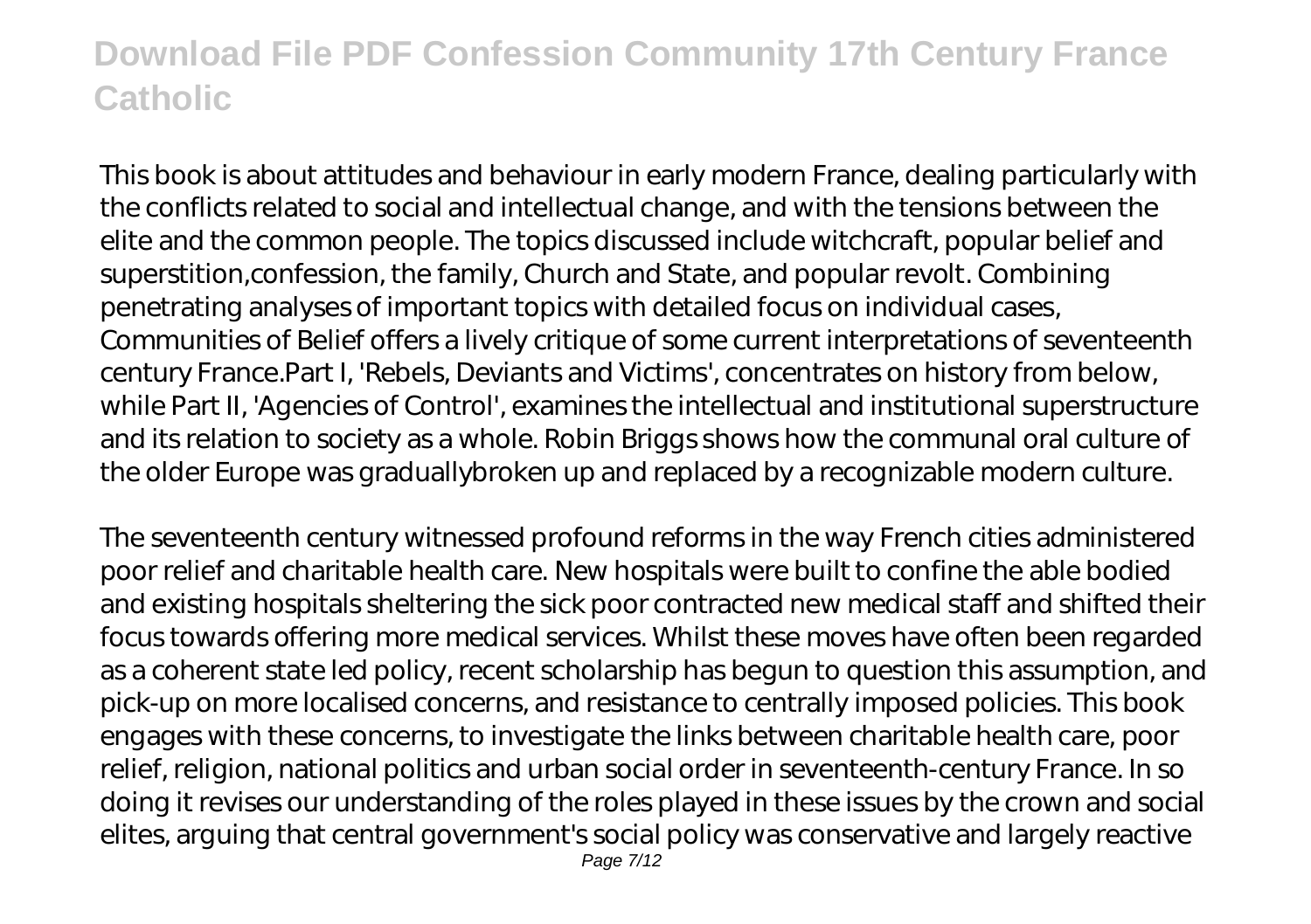This book is about attitudes and behaviour in early modern France, dealing particularly with the conflicts related to social and intellectual change, and with the tensions between the elite and the common people. The topics discussed include witchcraft, popular belief and superstition,confession, the family, Church and State, and popular revolt. Combining penetrating analyses of important topics with detailed focus on individual cases, Communities of Belief offers a lively critique of some current interpretations of seventeenth century France.Part I, 'Rebels, Deviants and Victims', concentrates on history from below, while Part II, 'Agencies of Control', examines the intellectual and institutional superstructure and its relation to society as a whole. Robin Briggs shows how the communal oral culture of the older Europe was graduallybroken up and replaced by a recognizable modern culture.

The seventeenth century witnessed profound reforms in the way French cities administered poor relief and charitable health care. New hospitals were built to confine the able bodied and existing hospitals sheltering the sick poor contracted new medical staff and shifted their focus towards offering more medical services. Whilst these moves have often been regarded as a coherent state led policy, recent scholarship has begun to question this assumption, and pick-up on more localised concerns, and resistance to centrally imposed policies. This book engages with these concerns, to investigate the links between charitable health care, poor relief, religion, national politics and urban social order in seventeenth-century France. In so doing it revises our understanding of the roles played in these issues by the crown and social elites, arguing that central government's social policy was conservative and largely reactive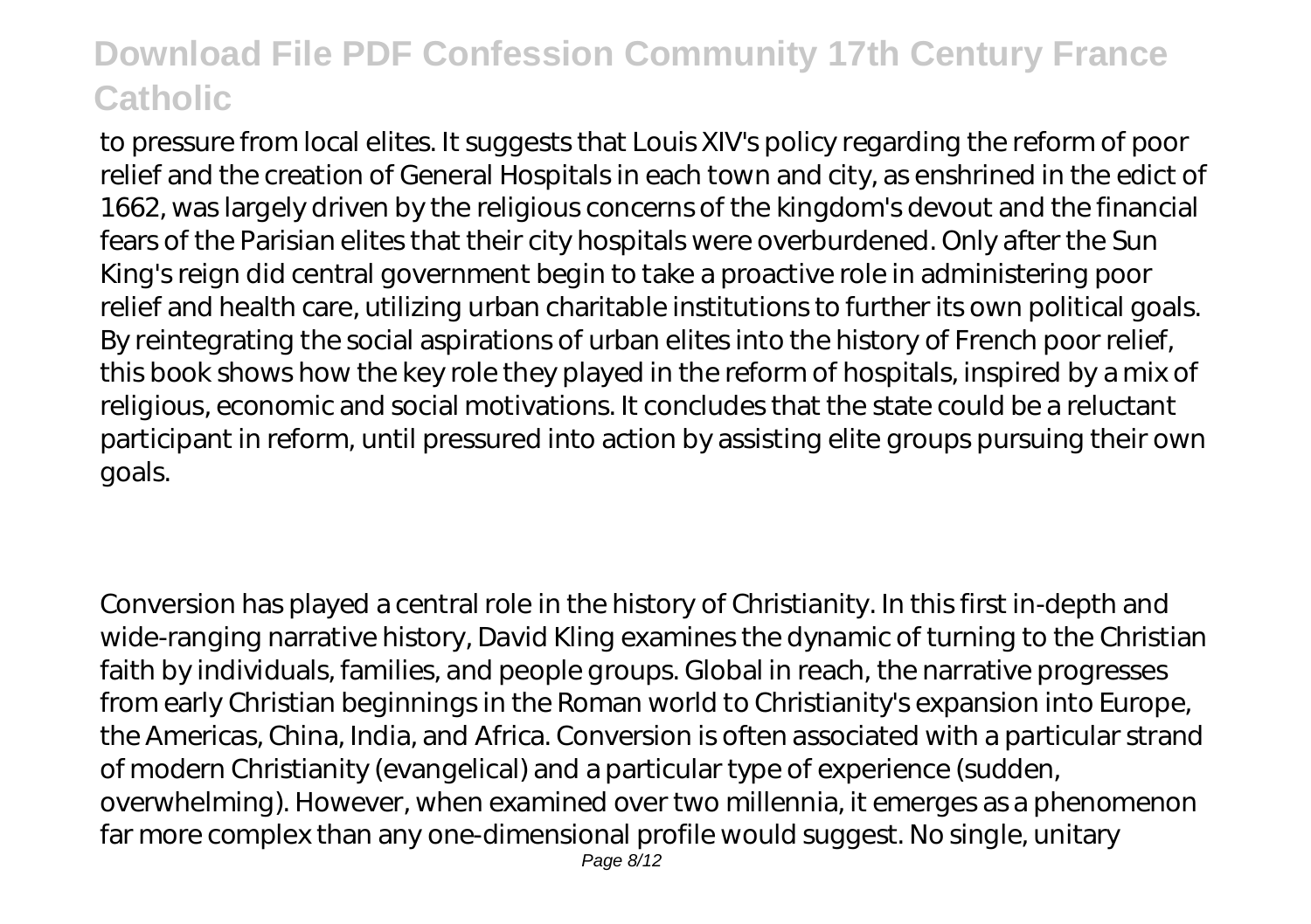to pressure from local elites. It suggests that Louis XIV's policy regarding the reform of poor relief and the creation of General Hospitals in each town and city, as enshrined in the edict of 1662, was largely driven by the religious concerns of the kingdom's devout and the financial fears of the Parisian elites that their city hospitals were overburdened. Only after the Sun King's reign did central government begin to take a proactive role in administering poor relief and health care, utilizing urban charitable institutions to further its own political goals. By reintegrating the social aspirations of urban elites into the history of French poor relief, this book shows how the key role they played in the reform of hospitals, inspired by a mix of religious, economic and social motivations. It concludes that the state could be a reluctant participant in reform, until pressured into action by assisting elite groups pursuing their own goals.

Conversion has played a central role in the history of Christianity. In this first in-depth and wide-ranging narrative history, David Kling examines the dynamic of turning to the Christian faith by individuals, families, and people groups. Global in reach, the narrative progresses from early Christian beginnings in the Roman world to Christianity's expansion into Europe, the Americas, China, India, and Africa. Conversion is often associated with a particular strand of modern Christianity (evangelical) and a particular type of experience (sudden, overwhelming). However, when examined over two millennia, it emerges as a phenomenon far more complex than any one-dimensional profile would suggest. No single, unitary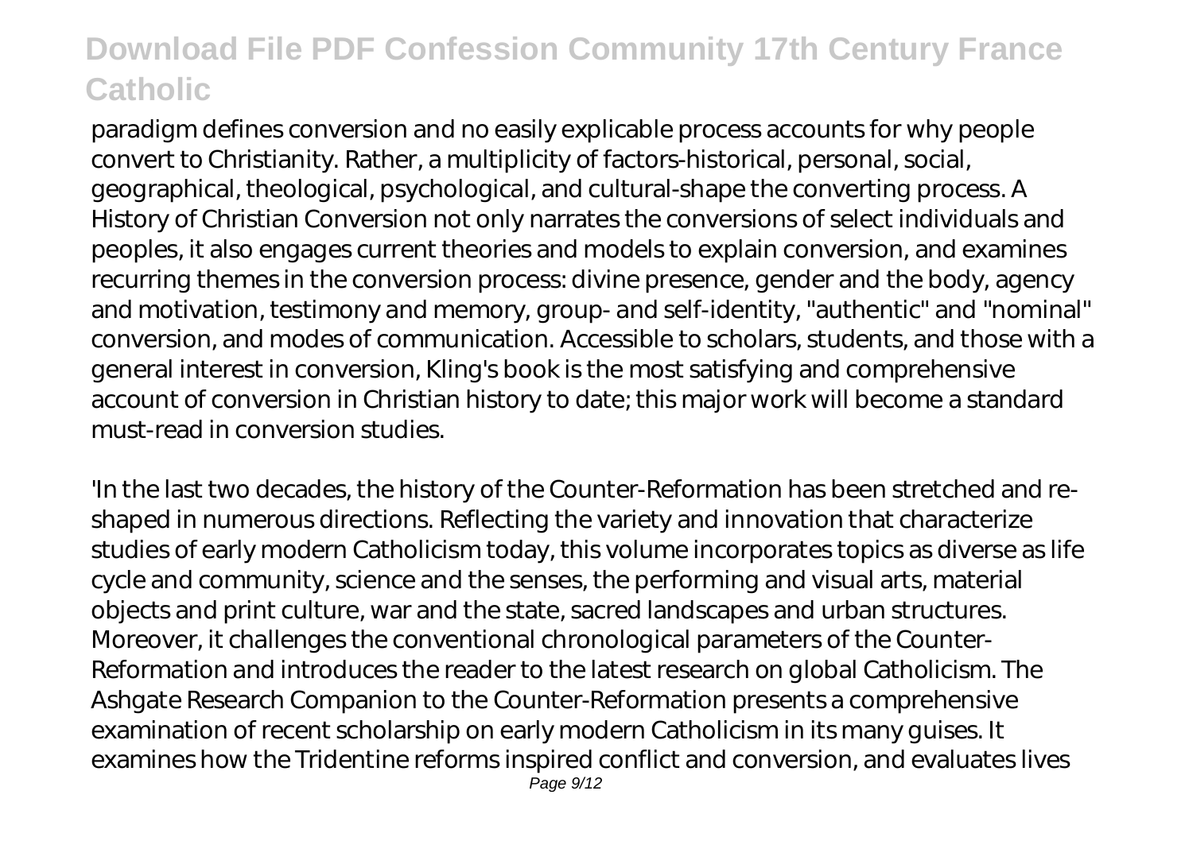paradigm defines conversion and no easily explicable process accounts for why people convert to Christianity. Rather, a multiplicity of factors-historical, personal, social, geographical, theological, psychological, and cultural-shape the converting process. A History of Christian Conversion not only narrates the conversions of select individuals and peoples, it also engages current theories and models to explain conversion, and examines recurring themes in the conversion process: divine presence, gender and the body, agency and motivation, testimony and memory, group- and self-identity, "authentic" and "nominal" conversion, and modes of communication. Accessible to scholars, students, and those with a general interest in conversion, Kling's book is the most satisfying and comprehensive account of conversion in Christian history to date; this major work will become a standard must-read in conversion studies.

'In the last two decades, the history of the Counter-Reformation has been stretched and re-shaped in numerous directions. Reflecting the variety and innovation that characterize studies of early modern Catholicism today, this volume incorporates topics as diverse as life cycle and community, science and the senses, the performing and visual arts, material objects and print culture, war and the state, sacred landscapes and urban structures. Moreover, it challenges the conventional chronological parameters of the Counter-Reformation and introduces the reader to the latest research on global Catholicism. The Ashgate Research Companion to the Counter-Reformation presents a comprehensive examination of recent scholarship on early modern Catholicism in its many guises. It examines how the Tridentine reforms inspired conflict and conversion, and evaluates lives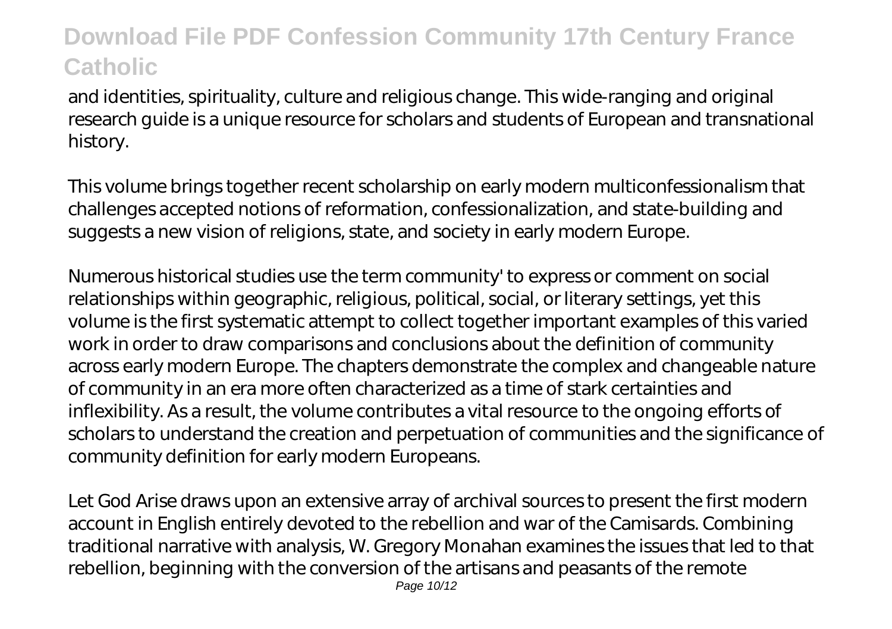and identities, spirituality, culture and religious change. This wide-ranging and original research guide is a unique resource for scholars and students of European and transnational history.

This volume brings together recent scholarship on early modern multiconfessionalism that challenges accepted notions of reformation, confessionalization, and state-building and suggests a new vision of religions, state, and society in early modern Europe.

Numerous historical studies use the term community' to express or comment on social relationships within geographic, religious, political, social, or literary settings, yet this volume is the first systematic attempt to collect together important examples of this varied work in order to draw comparisons and conclusions about the definition of community across early modern Europe. The chapters demonstrate the complex and changeable nature of community in an era more often characterized as a time of stark certainties and inflexibility. As a result, the volume contributes a vital resource to the ongoing efforts of scholars to understand the creation and perpetuation of communities and the significance of community definition for early modern Europeans.

Let God Arise draws upon an extensive array of archival sources to present the first modern account in English entirely devoted to the rebellion and war of the Camisards. Combining traditional narrative with analysis, W. Gregory Monahan examines the issues that led to that rebellion, beginning with the conversion of the artisans and peasants of the remote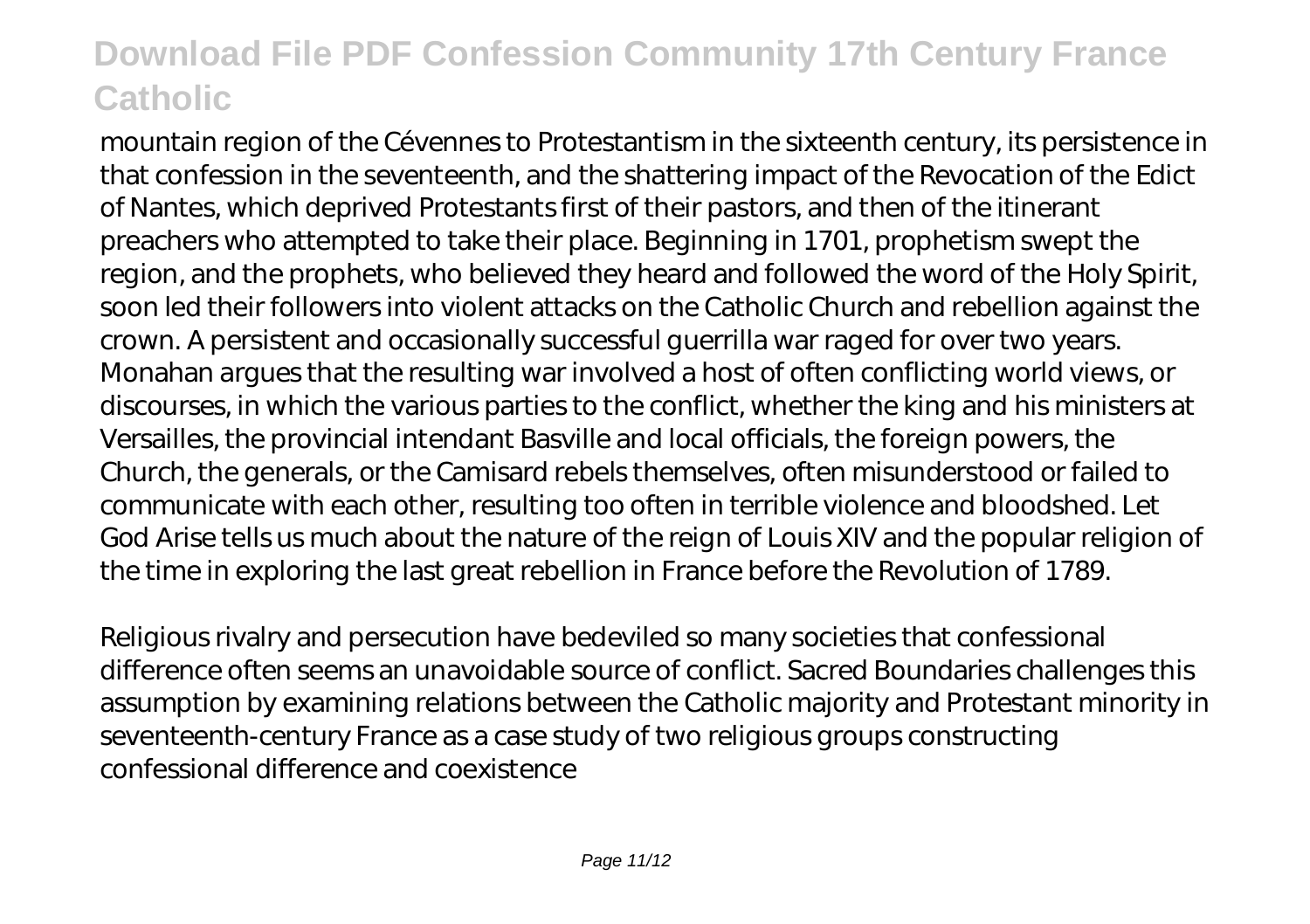mountain region of the Cévennes to Protestantism in the sixteenth century, its persistence in that confession in the seventeenth, and the shattering impact of the Revocation of the Edict of Nantes, which deprived Protestants first of their pastors, and then of the itinerant preachers who attempted to take their place. Beginning in 1701, prophetism swept the region, and the prophets, who believed they heard and followed the word of the Holy Spirit, soon led their followers into violent attacks on the Catholic Church and rebellion against the crown. A persistent and occasionally successful guerrilla war raged for over two years. Monahan argues that the resulting war involved a host of often conflicting world views, or discourses, in which the various parties to the conflict, whether the king and his ministers at Versailles, the provincial intendant Basville and local officials, the foreign powers, the Church, the generals, or the Camisard rebels themselves, often misunderstood or failed to communicate with each other, resulting too often in terrible violence and bloodshed. Let God Arise tells us much about the nature of the reign of Louis XIV and the popular religion of the time in exploring the last great rebellion in France before the Revolution of 1789.

Religious rivalry and persecution have bedeviled so many societies that confessional difference often seems an unavoidable source of conflict. Sacred Boundaries challenges this assumption by examining relations between the Catholic majority and Protestant minority in seventeenth-century France as a case study of two religious groups constructing confessional difference and coexistence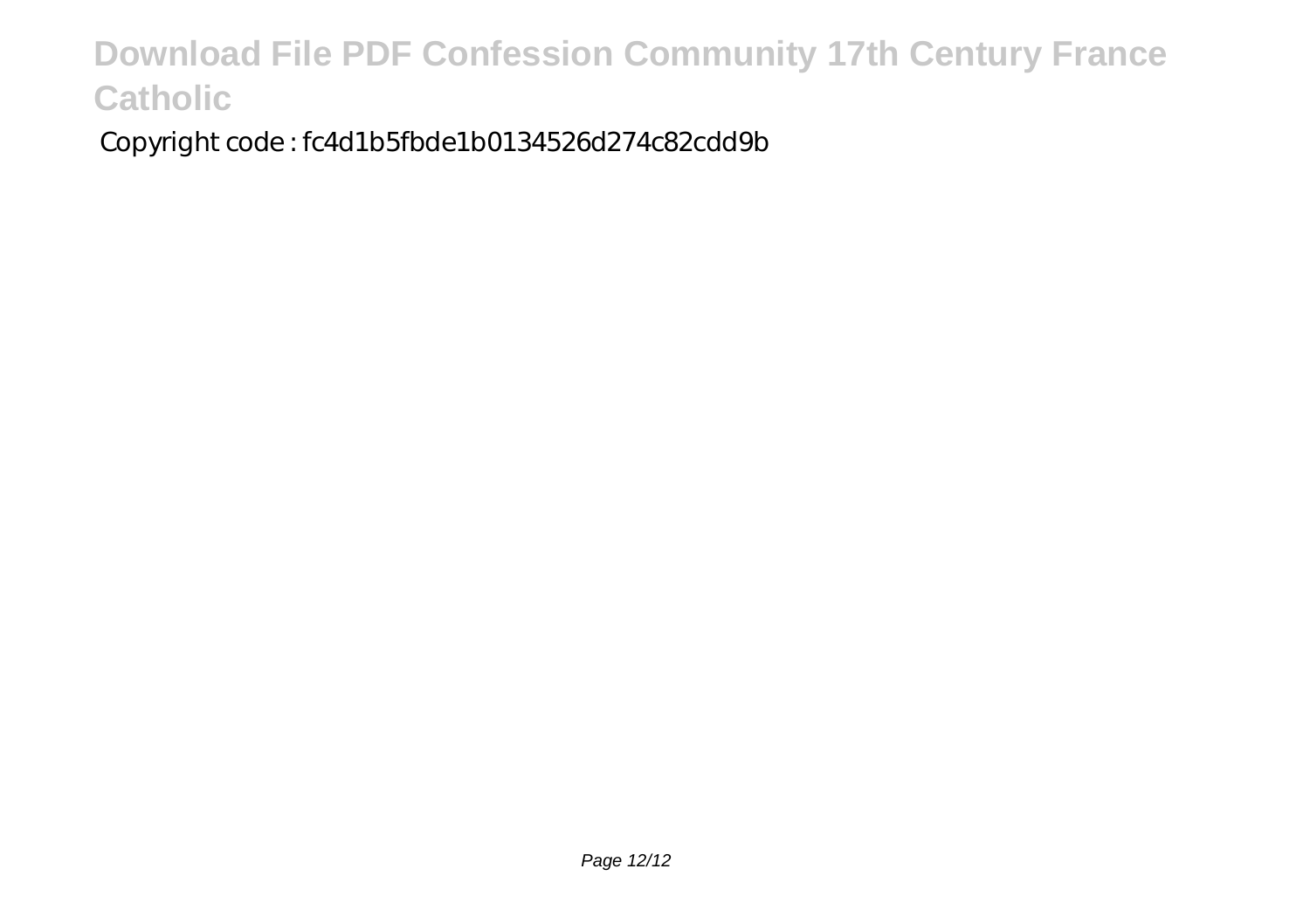Copyright code : fc4d1b5fbde1b0134526d274c82cdd9b